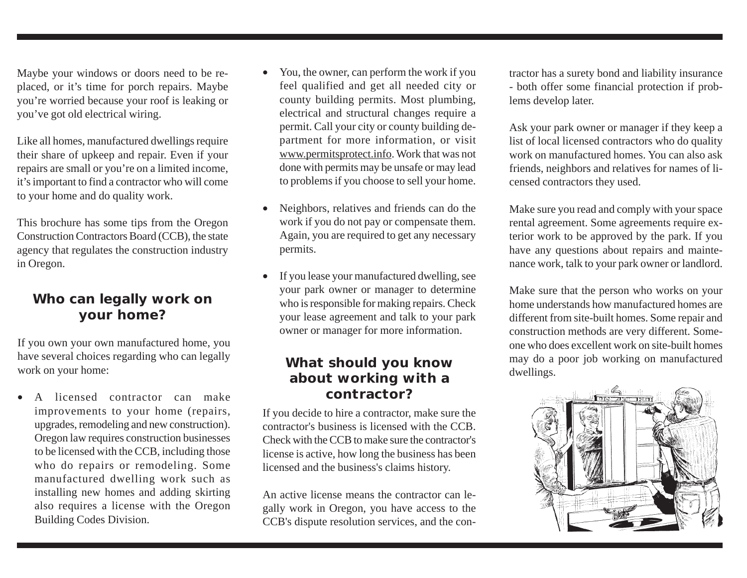Maybe your windows or doors need to be replaced, or it's time for porch repairs. Maybe you're worried because your roof is leaking or you've got old electrical wiring.

Like all homes, manufactured dwellings require their share of upkeep and repair. Even if your repairs are small or you're on a limited income, it's important to find a contractor who will come to your home and do quality work.

This brochure has some tips from the Oregon Construction Contractors Board (CCB), the state agency that regulates the construction industry in Oregon.

## Who can legally work on your home?

If you own your own manufactured home, you have several choices regarding who can legally work on your home:

- A licensed contractor can make improvements to your home (repairs, upgrades, remodeling and new construction). Oregon law requires construction businesses to be licensed with the CCB, including those who do repairs or remodeling. Some manufactured dwelling work such as installing new homes and adding skirting also requires a license with the Oregon Building Codes Division.
- You, the owner, can perform the work if you feel qualified and get all needed city or county building permits. Most plumbing, electrical and structural changes require a permit. Call your city or county building department for more information, or visit www.permitsprotect.info. Work that was not done with permits may be unsafe or may lead to problems if you choose to sell your home.
- Neighbors, relatives and friends can do the work if you do not pay or compensate them. Again, you are required to get any necessary permits.
- If you lease your manufactured dwelling, see your park owner or manager to determine who is responsible for making repairs. Check your lease agreement and talk to your park owner or manager for more information.

## What should you know about working with a contractor?

If you decide to hire a contractor, make sure the contractor's business is licensed with the CCB. Check with the CCB to make sure the contractor's license is active, how long the business has been licensed and the business's claims history.

An active license means the contractor can legally work in Oregon, you have access to the CCB's dispute resolution services, and the contractor has a surety bond and liability insurance - both offer some financial protection if problems develop later.

Ask your park owner or manager if they keep a list of local licensed contractors who do quality work on manufactured homes. You can also ask friends, neighbors and relatives for names of licensed contractors they used.

Make sure you read and comply with your space rental agreement. Some agreements require exterior work to be approved by the park. If you have any questions about repairs and maintenance work, talk to your park owner or landlord.

Make sure that the person who works on your home understands how manufactured homes are different from site-built homes. Some repair and construction methods are very different. Someone who does excellent work on site-built homes may do a poor job working on manufactured dwellings.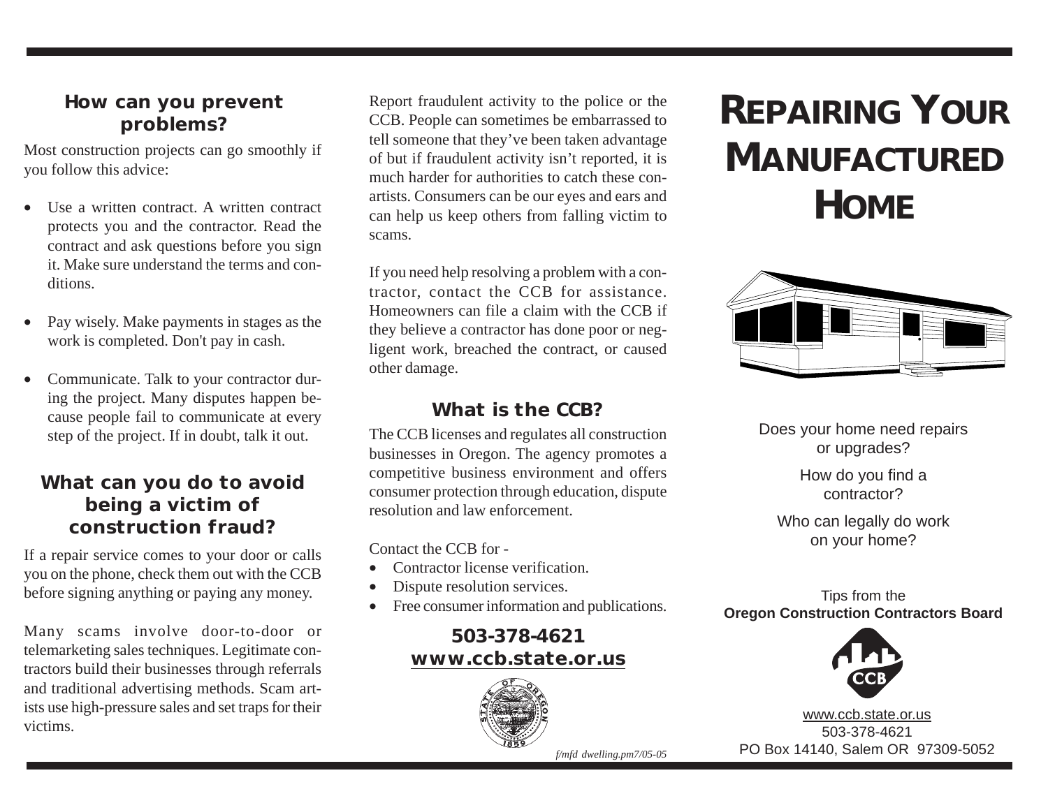## How can you prevent problems?

Most construction projects can go smoothly if you follow this advice:

- Use a written contract. A written contract protects you and the contractor. Read the contract and ask questions before you sign it. Make sure understand the terms and conditions.
- Pay wisely. Make payments in stages as the work is completed. Don't pay in cash.
- Communicate. Talk to your contractor during the project. Many disputes happen because people fail to communicate at every step of the project. If in doubt, talk it out.

## What can you do to avoid being a victim of construction fraud?

If a repair service comes to your door or calls you on the phone, check them out with the CCB before signing anything or paying any money.

Many scams involve door-to-door or telemarketing sales techniques. Legitimate contractors build their businesses through referrals and traditional advertising methods. Scam artists use high-pressure sales and set traps for their victims.

Report fraudulent activity to the police or the CCB. People can sometimes be embarrassed to tell someone that they've been taken advantage of but if fraudulent activity isn't reported, it is much harder for authorities to catch these con-artists. Consumers can be our eyes and ears and can help us keep others from falling victim to scams.

If you need help resolving a problem with a contractor, contact the CCB for assistance. Homeowners can file a claim with the CCB if they believe a contractor has done poor or negligent work, breached the contract, or caused other damage.

## What is the CCB?

The CCB licenses and regulates all construction businesses in Oregon. The agency promotes a competitive business environment and offers consumer protection through education, dispute resolution and law enforcement.

Contact the CCB for -

- Contractor license verification.
- Dispute resolution services.
- Free consumer information and publications.

**503-378-4621**
**www.ccb.state.or.us**

*f/mfd dwelling.pm7/05-05*

# REPAIRING YOUR MANUFACTURED HOME

Does your home need repairs or upgrades?

How do you find a contractor?

Who can legally do work on your home?

Tips from the
**Oregon Construction Contractors Board**

www.ccb.state.or.us
503-378-4621
PO Box 14140, Salem OR 97309-5052